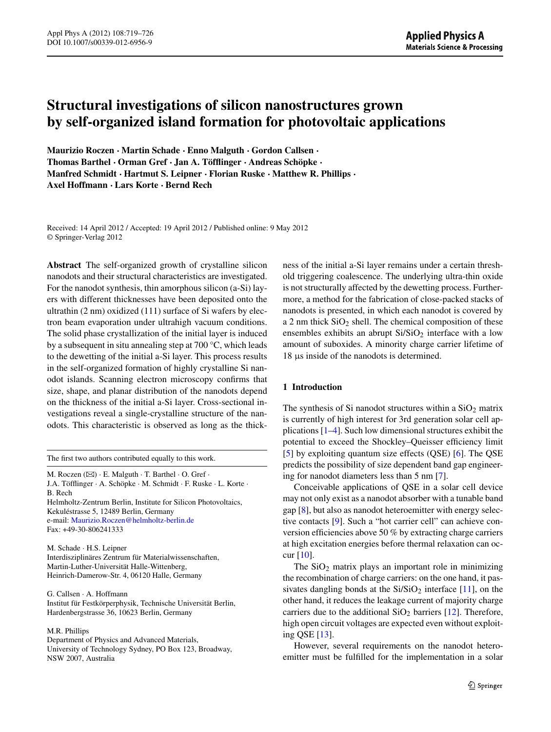# Structural investigations of silicon nanostructures grown by self-organized island formation for photovoltaic applications

**Maurizio Roczen · Martin Schade · Enno Malguth · Gordon Callsen · Thomas Barthel · Orman Gref · Jan A. Töfflinger · Andreas Schöpke · Manfred Schmidt · Hartmut S. Leipner · Florian Ruske · Matthew R. Phillips · Axel Hoffmann · Lars Korte · Bernd Rech**

Received: 14 April 2012 / Accepted: 19 April 2012 / Published online: 9 May 2012
© Springer-Verlag 2012

**Abstract** The self-organized growth of crystalline silicon nanodots and their structural characteristics are investigated. For the nanodot synthesis, thin amorphous silicon (a-Si) layers with different thicknesses have been deposited onto the ultrathin (2 nm) oxidized (111) surface of Si wafers by electron beam evaporation under ultrahigh vacuum conditions. The solid phase crystallization of the initial layer is induced by a subsequent in situ annealing step at 700 °C, which leads to the dewetting of the initial a-Si layer. This process results in the self-organized formation of highly crystalline Si nanodot islands. Scanning electron microscopy confirms that size, shape, and planar distribution of the nanodots depend on the thickness of the initial a-Si layer. Cross-sectional investigations reveal a single-crystalline structure of the nanodots. This characteristic is observed as long as the thickness of the initial a-Si layer remains under a certain threshold triggering coalescence. The underlying ultra-thin oxide is not structurally affected by the dewetting process. Furthermore, a method for the fabrication of close-packed stacks of nanodots is presented, in which each nanodot is covered by a 2 nm thick $SiO_2$ shell. The chemical composition of these ensembles exhibits an abrupt $Si/SiO_2$ interface with a low amount of suboxides. A minority charge carrier lifetime of 18 µs inside of the nanodots is determined.

The first two authors contributed equally to this work.

M. Roczen (✉) · E. Malguth · T. Barthel · O. Gref · J.A. Töfflinger · A. Schöpke · M. Schmidt · F. Ruske · L. Korte · B. Rech
Helmholtz-Zentrum Berlin, Institute for Silicon Photovoltaics, Kekuléstrasse 5, 12489 Berlin, Germany
e-mail: Maurizio.Roczen@helmholtz-berlin.de
Fax: +49-30-806241333

M. Schade · H.S. Leipner
Interdisziplinäres Zentrum für Materialwissenschaften, Martin-Luther-Universität Halle-Wittenberg, Heinrich-Damerow-Str. 4, 06120 Halle, Germany

G. Callsen · A. Hoffmann
Institut für Festkörperphysik, Technische Universität Berlin, Hardenbergstrasse 36, 10623 Berlin, Germany

M.R. Phillips
Department of Physics and Advanced Materials, University of Technology Sydney, PO Box 123, Broadway, NSW 2007, Australia

## 1 Introduction

The synthesis of Si nanodot structures within a $SiO_2$ matrix is currently of high interest for 3rd generation solar cell applications [1–4]. Such low dimensional structures exhibit the potential to exceed the Shockley–Queisser efficiency limit [5] by exploiting quantum size effects (QSE) [6]. The QSE predicts the possibility of size dependent band gap engineering for nanodot diameters less than 5 nm [7].

Conceivable applications of QSE in a solar cell device may not only exist as a nanodot absorber with a tunable band gap [8], but also as nanodot heteroemitter with energy selective contacts [9]. Such a "hot carrier cell" can achieve conversion efficiencies above 50 % by extracting charge carriers at high excitation energies before thermal relaxation can occur [10].

The $SiO_2$ matrix plays an important role in minimizing the recombination of charge carriers: on the one hand, it passivates dangling bonds at the $Si/SiO_2$ interface [11], on the other hand, it reduces the leakage current of majority charge carriers due to the additional $SiO_2$ barriers [12]. Therefore, high open circuit voltages are expected even without exploiting QSE [13].

However, several requirements on the nanodot heteroemitter must be fulfilled for the implementation in a solar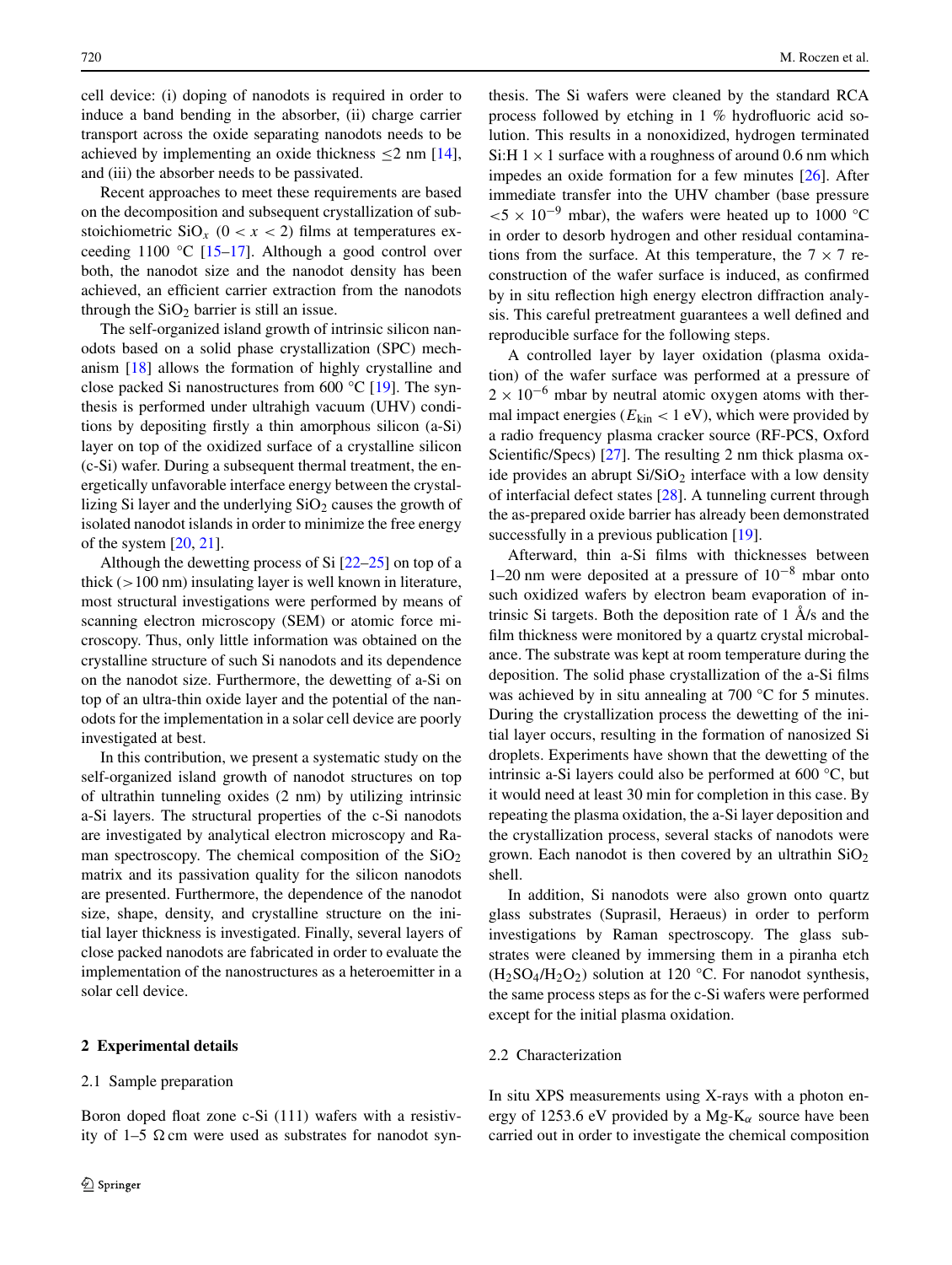cell device: (i) doping of nanodots is required in order to induce a band bending in the absorber, (ii) charge carrier transport across the oxide separating nanodots needs to be achieved by implementing an oxide thickness $\leq 2$ nm [14], and (iii) the absorber needs to be passivated.

Recent approaches to meet these requirements are based on the decomposition and subsequent crystallization of substoichiometric $SiO_x$ ($0 < x < 2$) films at temperatures exceeding 1100 °C [15–17]. Although a good control over both, the nanodot size and the nanodot density has been achieved, an efficient carrier extraction from the nanodots through the $SiO_2$ barrier is still an issue.

The self-organized island growth of intrinsic silicon nanodots based on a solid phase crystallization (SPC) mechanism [18] allows the formation of highly crystalline and close packed Si nanostructures from 600 °C [19]. The synthesis is performed under ultrahigh vacuum (UHV) conditions by depositing firstly a thin amorphous silicon (a-Si) layer on top of the oxidized surface of a crystalline silicon (c-Si) wafer. During a subsequent thermal treatment, the energetically unfavorable interface energy between the crystallizing Si layer and the underlying $SiO_2$ causes the growth of isolated nanodot islands in order to minimize the free energy of the system [20, 21].

Although the dewetting process of Si [22–25] on top of a thick (>100 nm) insulating layer is well known in literature, most structural investigations were performed by means of scanning electron microscopy (SEM) or atomic force microscopy. Thus, only little information was obtained on the crystalline structure of such Si nanodots and its dependence on the nanodot size. Furthermore, the dewetting of a-Si on top of an ultra-thin oxide layer and the potential of the nanodots for the implementation in a solar cell device are poorly investigated at best.

In this contribution, we present a systematic study on the self-organized island growth of nanodot structures on top of ultrathin tunneling oxides (2 nm) by utilizing intrinsic a-Si layers. The structural properties of the c-Si nanodots are investigated by analytical electron microscopy and Raman spectroscopy. The chemical composition of the $SiO_2$ matrix and its passivation quality for the silicon nanodots are presented. Furthermore, the dependence of the nanodot size, shape, density, and crystalline structure on the initial layer thickness is investigated. Finally, several layers of close packed nanodots are fabricated in order to evaluate the implementation of the nanostructures as a heteroemitter in a solar cell device.

## 2 Experimental details

### 2.1 Sample preparation

Boron doped float zone c-Si (111) wafers with a resistivity of 1–5 Ω cm were used as substrates for nanodot synthesis. The Si wafers were cleaned by the standard RCA process followed by etching in 1 % hydrofluoric acid solution. This results in a nonoxidized, hydrogen terminated Si:H $1 \times 1$ surface with a roughness of around 0.6 nm which impedes an oxide formation for a few minutes [26]. After immediate transfer into the UHV chamber (base pressure $<5 \times 10^{-9}$ mbar), the wafers were heated up to 1000 °C in order to desorb hydrogen and other residual contaminations from the surface. At this temperature, the $7 \times 7$ reconstruction of the wafer surface is induced, as confirmed by in situ reflection high energy electron diffraction analysis. This careful pretreatment guarantees a well defined and reproducible surface for the following steps.

A controlled layer by layer oxidation (plasma oxidation) of the wafer surface was performed at a pressure of $2 \times 10^{-6}$ mbar by neutral atomic oxygen atoms with thermal impact energies ($E_{\mathrm{kin}} < 1$ eV), which were provided by a radio frequency plasma cracker source (RF-PCS, Oxford Scientific/Specs) [27]. The resulting 2 nm thick plasma oxide provides an abrupt $Si/SiO_2$ interface with a low density of interfacial defect states [28]. A tunneling current through the as-prepared oxide barrier has already been demonstrated successfully in a previous publication [19].

Afterward, thin a-Si films with thicknesses between 1–20 nm were deposited at a pressure of $10^{-8}$ mbar onto such oxidized wafers by electron beam evaporation of intrinsic Si targets. Both the deposition rate of 1 Å/s and the film thickness were monitored by a quartz crystal microbalance. The substrate was kept at room temperature during the deposition. The solid phase crystallization of the a-Si films was achieved by in situ annealing at 700 °C for 5 minutes. During the crystallization process the dewetting of the initial layer occurs, resulting in the formation of nanosized Si droplets. Experiments have shown that the dewetting of the intrinsic a-Si layers could also be performed at 600 °C, but it would need at least 30 min for completion in this case. By repeating the plasma oxidation, the a-Si layer deposition and the crystallization process, several stacks of nanodots were grown. Each nanodot is then covered by an ultrathin $SiO_2$ shell.

In addition, Si nanodots were also grown onto quartz glass substrates (Suprasil, Heraeus) in order to perform investigations by Raman spectroscopy. The glass substrates were cleaned by immersing them in a piranha etch ($H_2SO_4/H_2O_2$) solution at 120 °C. For nanodot synthesis, the same process steps as for the c-Si wafers were performed except for the initial plasma oxidation.

### 2.2 Characterization

In situ XPS measurements using X-rays with a photon energy of 1253.6 eV provided by a Mg-$K_\alpha$ source have been carried out in order to investigate the chemical composition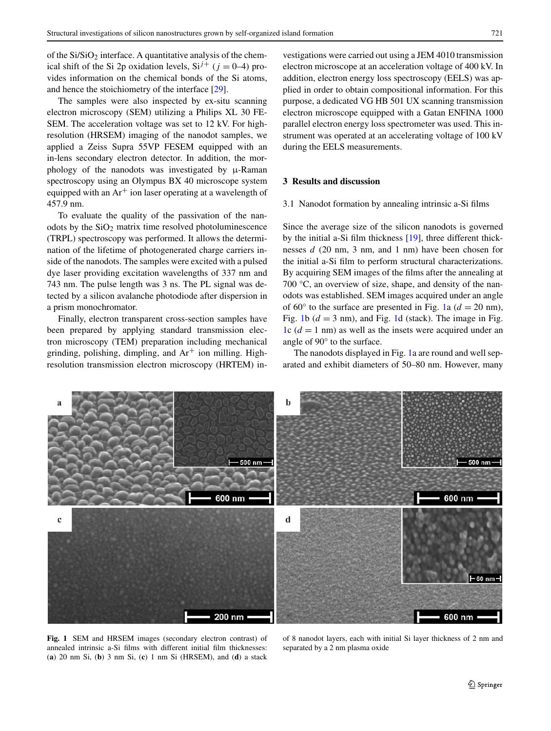of the $Si/SiO_2$ interface. A quantitative analysis of the chemical shift of the Si 2p oxidation levels, $Si^{j+}$ ($j = 0$–4) provides information on the chemical bonds of the Si atoms, and hence the stoichiometry of the interface [29].

The samples were also inspected by ex-situ scanning electron microscopy (SEM) utilizing a Philips XL 30 FE-SEM. The acceleration voltage was set to 12 kV. For high-resolution (HRSEM) imaging of the nanodot samples, we applied a Zeiss Supra 55VP FESEM equipped with an in-lens secondary electron detector. In addition, the morphology of the nanodots was investigated by μ-Raman spectroscopy using an Olympus BX 40 microscope system equipped with an $Ar^+$ ion laser operating at a wavelength of 457.9 nm.

To evaluate the quality of the passivation of the nanodots by the $SiO_2$ matrix time resolved photoluminescence (TRPL) spectroscopy was performed. It allows the determination of the lifetime of photogenerated charge carriers inside of the nanodots. The samples were excited with a pulsed dye laser providing excitation wavelengths of 337 nm and 743 nm. The pulse length was 3 ns. The PL signal was detected by a silicon avalanche photodiode after dispersion in a prism monochromator.

Finally, electron transparent cross-section samples have been prepared by applying standard transmission electron microscopy (TEM) preparation including mechanical grinding, polishing, dimpling, and $Ar^+$ ion milling. High-resolution transmission electron microscopy (HRTEM) investigations were carried out using a JEM 4010 transmission electron microscope at an acceleration voltage of 400 kV. In addition, electron energy loss spectroscopy (EELS) was applied in order to obtain compositional information. For this purpose, a dedicated VG HB 501 UX scanning transmission electron microscope equipped with a Gatan ENFINA 1000 parallel electron energy loss spectrometer was used. This instrument was operated at an accelerating voltage of 100 kV during the EELS measurements.

## 3 Results and discussion

### 3.1 Nanodot formation by annealing intrinsic a-Si films

Since the average size of the silicon nanodots is governed by the initial a-Si film thickness [19], three different thicknesses $d$ (20 nm, 3 nm, and 1 nm) have been chosen for the initial a-Si film to perform structural characterizations. By acquiring SEM images of the films after the annealing at 700 °C, an overview of size, shape, and density of the nanodots was established. SEM images acquired under an angle of 60° to the surface are presented in Fig. 1a ($d = 20$ nm), Fig. 1b ($d = 3$ nm), and Fig. 1d (stack). The image in Fig. 1c ($d = 1$ nm) as well as the insets were acquired under an angle of 90° to the surface.

The nanodots displayed in Fig. 1a are round and well separated and exhibit diameters of 50–80 nm. However, many

**Fig. 1** SEM and HRSEM images (secondary electron contrast) of annealed intrinsic a-Si films with different initial film thicknesses: (**a**) 20 nm Si, (**b**) 3 nm Si, (**c**) 1 nm Si (HRSEM), and (**d**) a stack of 8 nanodot layers, each with initial Si layer thickness of 2 nm and separated by a 2 nm plasma oxide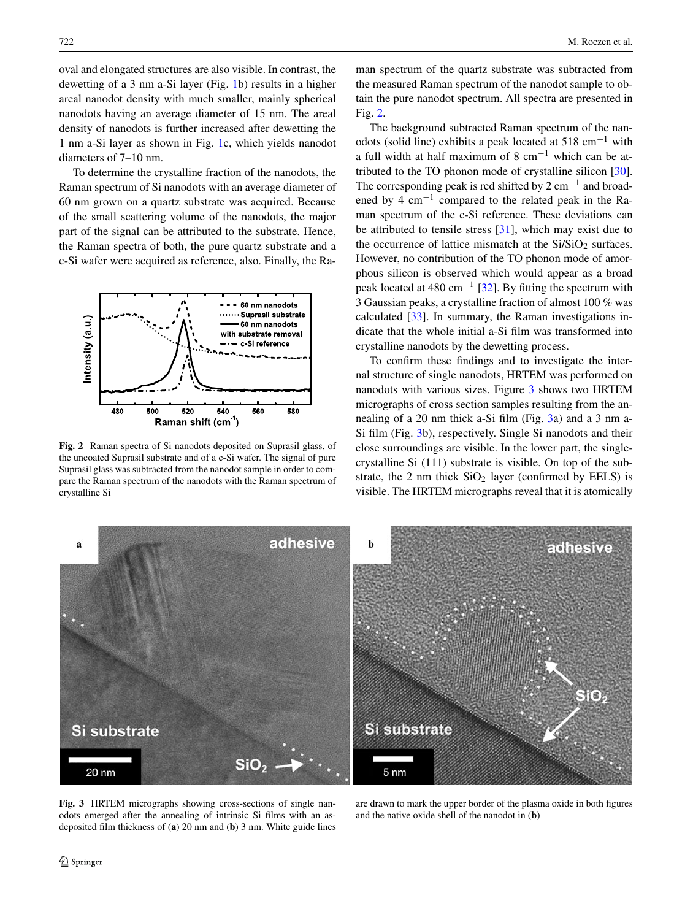oval and elongated structures are also visible. In contrast, the dewetting of a 3 nm a-Si layer (Fig. 1b) results in a higher areal nanodot density with much smaller, mainly spherical nanodots having an average diameter of 15 nm. The areal density of nanodots is further increased after dewetting the 1 nm a-Si layer as shown in Fig. 1c, which yields nanodot diameters of 7–10 nm.

To determine the crystalline fraction of the nanodots, the Raman spectrum of Si nanodots with an average diameter of 60 nm grown on a quartz substrate was acquired. Because of the small scattering volume of the nanodots, the major part of the signal can be attributed to the substrate. Hence, the Raman spectra of both, the pure quartz substrate and a c-Si wafer were acquired as reference, also. Finally, the Raman spectrum of the quartz substrate was subtracted from the measured Raman spectrum of the nanodot sample to obtain the pure nanodot spectrum. All spectra are presented in Fig. 2.

**Fig. 2** Raman spectra of Si nanodots deposited on Suprasil glass, of the uncoated Suprasil substrate and of a c-Si wafer. The signal of pure Suprasil glass was subtracted from the nanodot sample in order to compare the Raman spectrum of the nanodots with the Raman spectrum of crystalline Si

The background subtracted Raman spectrum of the nanodots (solid line) exhibits a peak located at 518 $cm^{-1}$ with a full width at half maximum of 8 $cm^{-1}$ which can be attributed to the TO phonon mode of crystalline silicon [30]. The corresponding peak is red shifted by 2 $cm^{-1}$ and broadened by 4 $cm^{-1}$ compared to the related peak in the Raman spectrum of the c-Si reference. These deviations can be attributed to tensile stress [31], which may exist due to the occurrence of lattice mismatch at the Si/$SiO_2$ surfaces. However, no contribution of the TO phonon mode of amorphous silicon is observed which would appear as a broad peak located at 480 $cm^{-1}$ [32]. By fitting the spectrum with 3 Gaussian peaks, a crystalline fraction of almost 100 % was calculated [33]. In summary, the Raman investigations indicate that the whole initial a-Si film was transformed into crystalline nanodots by the dewetting process.

To confirm these findings and to investigate the internal structure of single nanodots, HRTEM was performed on nanodots with various sizes. Figure 3 shows two HRTEM micrographs of cross section samples resulting from the annealing of a 20 nm thick a-Si film (Fig. 3a) and a 3 nm a-Si film (Fig. 3b), respectively. Single Si nanodots and their close surroundings are visible. In the lower part, the single-crystalline Si (111) substrate is visible. On top of the substrate, the 2 nm thick $SiO_2$ layer (confirmed by EELS) is visible. The HRTEM micrographs reveal that it is atomically

**Fig. 3** HRTEM micrographs showing cross-sections of single nanodots emerged after the annealing of intrinsic Si films with an as-deposited film thickness of (**a**) 20 nm and (**b**) 3 nm. White guide lines are drawn to mark the upper border of the plasma oxide in both figures and the native oxide shell of the nanodot in (**b**)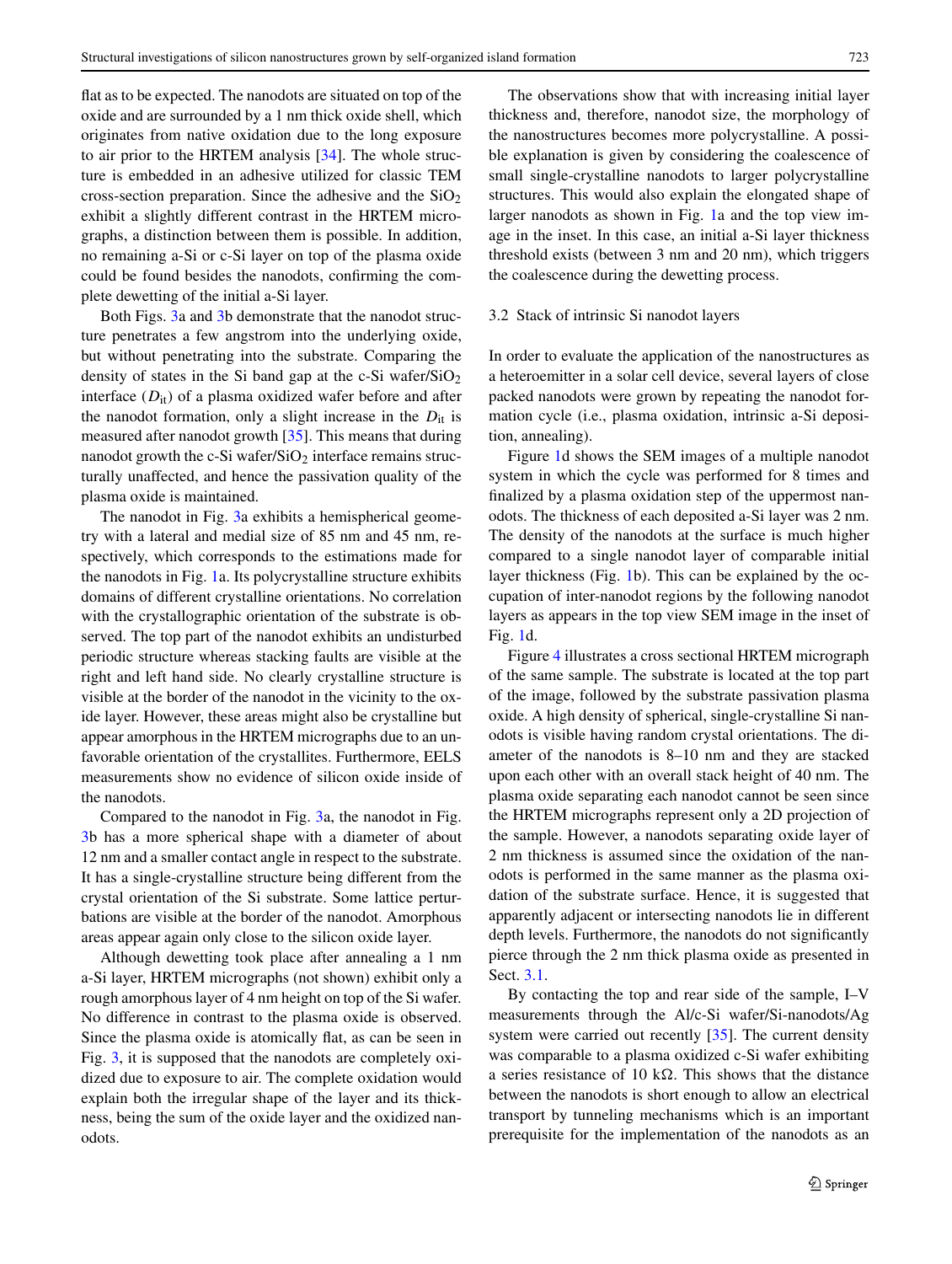flat as to be expected. The nanodots are situated on top of the oxide and are surrounded by a 1 nm thick oxide shell, which originates from native oxidation due to the long exposure to air prior to the HRTEM analysis [34]. The whole structure is embedded in an adhesive utilized for classic TEM cross-section preparation. Since the adhesive and the $SiO_2$ exhibit a slightly different contrast in the HRTEM micrographs, a distinction between them is possible. In addition, no remaining a-Si or c-Si layer on top of the plasma oxide could be found besides the nanodots, confirming the complete dewetting of the initial a-Si layer.

Both Figs. 3a and 3b demonstrate that the nanodot structure penetrates a few angstrom into the underlying oxide, but without penetrating into the substrate. Comparing the density of states in the Si band gap at the c-Si wafer/$SiO_2$ interface ($D_{it}$) of a plasma oxidized wafer before and after the nanodot formation, only a slight increase in the $D_{it}$ is measured after nanodot growth [35]. This means that during nanodot growth the c-Si wafer/$SiO_2$ interface remains structurally unaffected, and hence the passivation quality of the plasma oxide is maintained.

The nanodot in Fig. 3a exhibits a hemispherical geometry with a lateral and medial size of 85 nm and 45 nm, respectively, which corresponds to the estimations made for the nanodots in Fig. 1a. Its polycrystalline structure exhibits domains of different crystalline orientations. No correlation with the crystallographic orientation of the substrate is observed. The top part of the nanodot exhibits an undisturbed periodic structure whereas stacking faults are visible at the right and left hand side. No clearly crystalline structure is visible at the border of the nanodot in the vicinity to the oxide layer. However, these areas might also be crystalline but appear amorphous in the HRTEM micrographs due to an unfavorable orientation of the crystallites. Furthermore, EELS measurements show no evidence of silicon oxide inside of the nanodots.

Compared to the nanodot in Fig. 3a, the nanodot in Fig. 3b has a more spherical shape with a diameter of about 12 nm and a smaller contact angle in respect to the substrate. It has a single-crystalline structure being different from the crystal orientation of the Si substrate. Some lattice perturbations are visible at the border of the nanodot. Amorphous areas appear again only close to the silicon oxide layer.

Although dewetting took place after annealing a 1 nm a-Si layer, HRTEM micrographs (not shown) exhibit only a rough amorphous layer of 4 nm height on top of the Si wafer. No difference in contrast to the plasma oxide is observed. Since the plasma oxide is atomically flat, as can be seen in Fig. 3, it is supposed that the nanodots are completely oxidized due to exposure to air. The complete oxidation would explain both the irregular shape of the layer and its thickness, being the sum of the oxide layer and the oxidized nanodots.

The observations show that with increasing initial layer thickness and, therefore, nanodot size, the morphology of the nanostructures becomes more polycrystalline. A possible explanation is given by considering the coalescence of small single-crystalline nanodots to larger polycrystalline structures. This would also explain the elongated shape of larger nanodots as shown in Fig. 1a and the top view image in the inset. In this case, an initial a-Si layer thickness threshold exists (between 3 nm and 20 nm), which triggers the coalescence during the dewetting process.

### 3.2 Stack of intrinsic Si nanodot layers

In order to evaluate the application of the nanostructures as a heteroemitter in a solar cell device, several layers of close packed nanodots were grown by repeating the nanodot formation cycle (i.e., plasma oxidation, intrinsic a-Si deposition, annealing).

Figure 1d shows the SEM images of a multiple nanodot system in which the cycle was performed for 8 times and finalized by a plasma oxidation step of the uppermost nanodots. The thickness of each deposited a-Si layer was 2 nm. The density of the nanodots at the surface is much higher compared to a single nanodot layer of comparable initial layer thickness (Fig. 1b). This can be explained by the occupation of inter-nanodot regions by the following nanodot layers as appears in the top view SEM image in the inset of Fig. 1d.

Figure 4 illustrates a cross sectional HRTEM micrograph of the same sample. The substrate is located at the top part of the image, followed by the substrate passivation plasma oxide. A high density of spherical, single-crystalline Si nanodots is visible having random crystal orientations. The diameter of the nanodots is 8–10 nm and they are stacked upon each other with an overall stack height of 40 nm. The plasma oxide separating each nanodot cannot be seen since the HRTEM micrographs represent only a 2D projection of the sample. However, a nanodots separating oxide layer of 2 nm thickness is assumed since the oxidation of the nanodots is performed in the same manner as the plasma oxidation of the substrate surface. Hence, it is suggested that apparently adjacent or intersecting nanodots lie in different depth levels. Furthermore, the nanodots do not significantly pierce through the 2 nm thick plasma oxide as presented in Sect. 3.1.

By contacting the top and rear side of the sample, I–V measurements through the Al/c-Si wafer/Si-nanodots/Ag system were carried out recently [35]. The current density was comparable to a plasma oxidized c-Si wafer exhibiting a series resistance of 10 kΩ. This shows that the distance between the nanodots is short enough to allow an electrical transport by tunneling mechanisms which is an important prerequisite for the implementation of the nanodots as an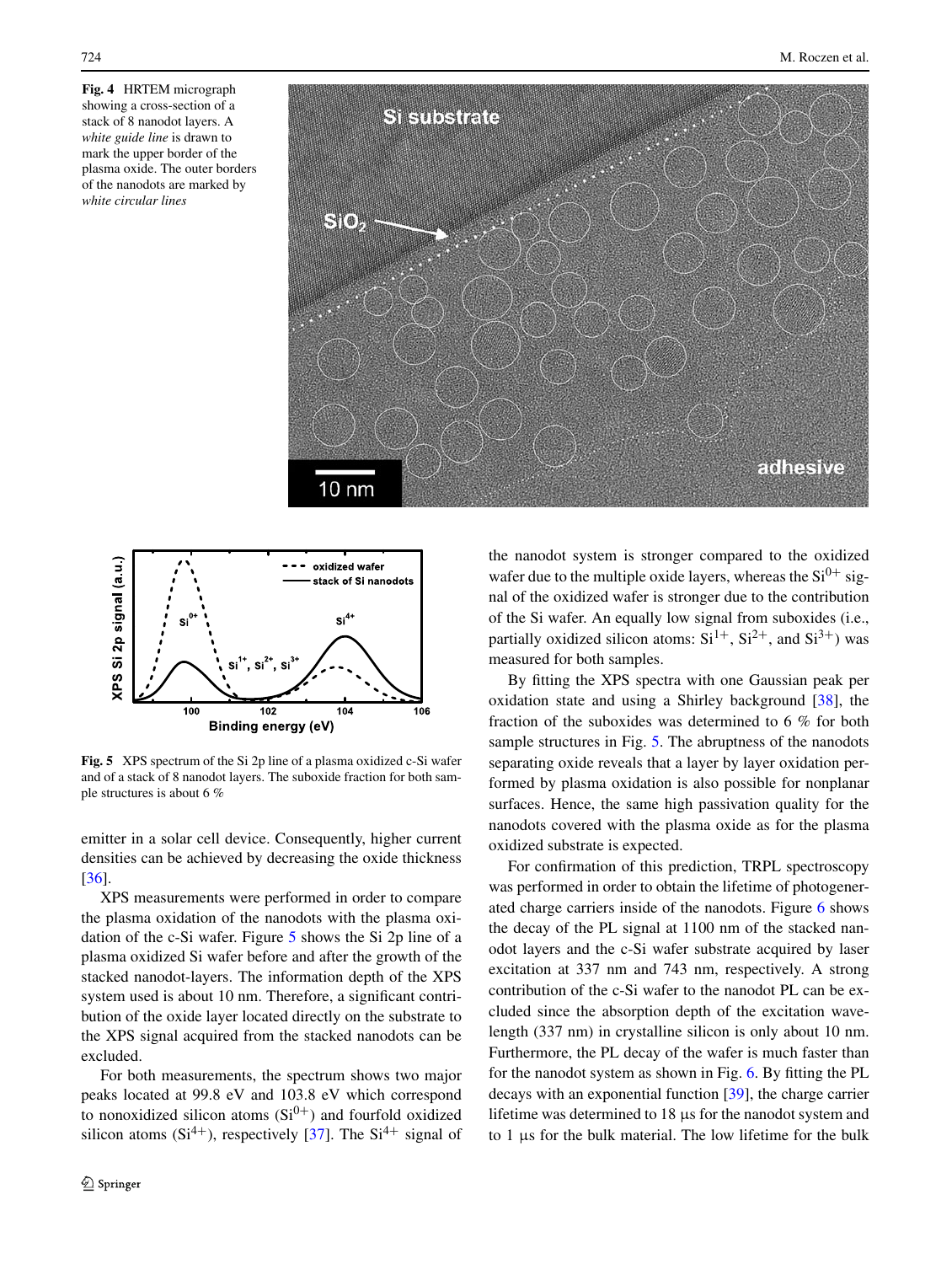**Fig. 4** HRTEM micrograph showing a cross-section of a stack of 8 nanodot layers. A *white guide line* is drawn to mark the upper border of the plasma oxide. The outer borders of the nanodots are marked by *white circular lines*

**Fig. 5** XPS spectrum of the Si 2p line of a plasma oxidized c-Si wafer and of a stack of 8 nanodot layers. The suboxide fraction for both sample structures is about 6 %

emitter in a solar cell device. Consequently, higher current densities can be achieved by decreasing the oxide thickness [36].

XPS measurements were performed in order to compare the plasma oxidation of the nanodots with the plasma oxidation of the c-Si wafer. Figure 5 shows the Si 2p line of a plasma oxidized Si wafer before and after the growth of the stacked nanodot-layers. The information depth of the XPS system used is about 10 nm. Therefore, a significant contribution of the oxide layer located directly on the substrate to the XPS signal acquired from the stacked nanodots can be excluded.

For both measurements, the spectrum shows two major peaks located at 99.8 eV and 103.8 eV which correspond to nonoxidized silicon atoms ($Si^{0+}$) and fourfold oxidized silicon atoms ($Si^{4+}$), respectively [37]. The $Si^{4+}$ signal of the nanodot system is stronger compared to the oxidized wafer due to the multiple oxide layers, whereas the $Si^{0+}$ signal of the oxidized wafer is stronger due to the contribution of the Si wafer. An equally low signal from suboxides (i.e., partially oxidized silicon atoms: $Si^{1+}$, $Si^{2+}$, and $Si^{3+}$) was measured for both samples.

By fitting the XPS spectra with one Gaussian peak per oxidation state and using a Shirley background [38], the fraction of the suboxides was determined to 6 % for both sample structures in Fig. 5. The abruptness of the nanodots separating oxide reveals that a layer by layer oxidation performed by plasma oxidation is also possible for nonplanar surfaces. Hence, the same high passivation quality for the nanodots covered with the plasma oxide as for the plasma oxidized substrate is expected.

For confirmation of this prediction, TRPL spectroscopy was performed in order to obtain the lifetime of photogenerated charge carriers inside of the nanodots. Figure 6 shows the decay of the PL signal at 1100 nm of the stacked nanodot layers and the c-Si wafer substrate acquired by laser excitation at 337 nm and 743 nm, respectively. A strong contribution of the c-Si wafer to the nanodot PL can be excluded since the absorption depth of the excitation wavelength (337 nm) in crystalline silicon is only about 10 nm. Furthermore, the PL decay of the wafer is much faster than for the nanodot system as shown in Fig. 6. By fitting the PL decays with an exponential function [39], the charge carrier lifetime was determined to 18 μs for the nanodot system and to 1 μs for the bulk material. The low lifetime for the bulk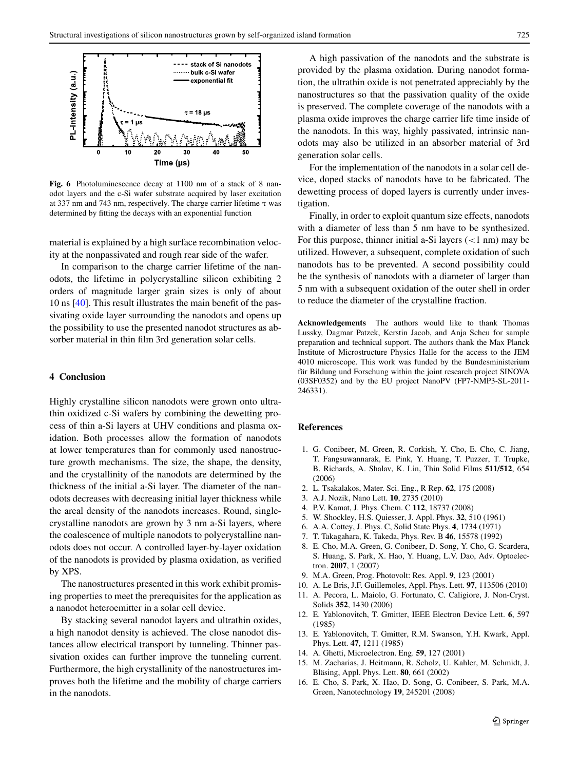stack of Si nanodots
bulk c-Si wafer
exponential fit

PL-intensity (a.u.)

τ = 18 µs
τ = 1 µs

0 10 20 30 40 50
Time (µs)

**Fig. 6** Photoluminescence decay at 1100 nm of a stack of 8 nanodot layers and the c-Si wafer substrate acquired by laser excitation at 337 nm and 743 nm, respectively. The charge carrier lifetime $\tau$ was determined by fitting the decays with an exponential function

material is explained by a high surface recombination velocity at the nonpassivated and rough rear side of the wafer.

In comparison to the charge carrier lifetime of the nanodots, the lifetime in polycrystalline silicon exhibiting 2 orders of magnitude larger grain sizes is only of about 10 ns [40]. This result illustrates the main benefit of the passivating oxide layer surrounding the nanodots and opens up the possibility to use the presented nanodot structures as absorber material in thin film 3rd generation solar cells.

## 4 Conclusion

Highly crystalline silicon nanodots were grown onto ultrathin oxidized c-Si wafers by combining the dewetting process of thin a-Si layers at UHV conditions and plasma oxidation. Both processes allow the formation of nanodots at lower temperatures than for commonly used nanostructure growth mechanisms. The size, the shape, the density, and the crystallinity of the nanodots are determined by the thickness of the initial a-Si layer. The diameter of the nanodots decreases with decreasing initial layer thickness while the areal density of the nanodots increases. Round, single-crystalline nanodots are grown by 3 nm a-Si layers, where the coalescence of multiple nanodots to polycrystalline nanodots does not occur. A controlled layer-by-layer oxidation of the nanodots is provided by plasma oxidation, as verified by XPS.

The nanostructures presented in this work exhibit promising properties to meet the prerequisites for the application as a nanodot heteroemitter in a solar cell device.

By stacking several nanodot layers and ultrathin oxides, a high nanodot density is achieved. The close nanodot distances allow electrical transport by tunneling. Thinner passivation oxides can further improve the tunneling current. Furthermore, the high crystallinity of the nanostructures improves both the lifetime and the mobility of charge carriers in the nanodots.

A high passivation of the nanodots and the substrate is provided by the plasma oxidation. During nanodot formation, the ultrathin oxide is not penetrated appreciably by the nanostructures so that the passivation quality of the oxide is preserved. The complete coverage of the nanodots with a plasma oxide improves the charge carrier life time inside of the nanodots. In this way, highly passivated, intrinsic nanodots may also be utilized in an absorber material of 3rd generation solar cells.

For the implementation of the nanodots in a solar cell device, doped stacks of nanodots have to be fabricated. The dewetting process of doped layers is currently under investigation.

Finally, in order to exploit quantum size effects, nanodots with a diameter of less than 5 nm have to be synthesized. For this purpose, thinner initial a-Si layers (<1 nm) may be utilized. However, a subsequent, complete oxidation of such nanodots has to be prevented. A second possibility could be the synthesis of nanodots with a diameter of larger than 5 nm with a subsequent oxidation of the outer shell in order to reduce the diameter of the crystalline fraction.

**Acknowledgements** The authors would like to thank Thomas Lussky, Dagmar Patzek, Kerstin Jacob, and Anja Scheu for sample preparation and technical support. The authors thank the Max Planck Institute of Microstructure Physics Halle for the access to the JEM 4010 microscope. This work was funded by the Bundesministerium für Bildung und Forschung within the joint research project SINOVA (03SF0352) and by the EU project NanoPV (FP7-NMP3-SL-2011-246331).

## References

1. G. Conibeer, M. Green, R. Corkish, Y. Cho, E. Cho, C. Jiang, T. Fangsuwannarak, E. Pink, Y. Huang, T. Puzzer, T. Trupke, B. Richards, A. Shalav, K. Lin, Thin Solid Films **511/512**, 654 (2006)
2. L. Tsakalakos, Mater. Sci. Eng., R Rep. **62**, 175 (2008)
3. A.J. Nozik, Nano Lett. **10**, 2735 (2010)
4. P.V. Kamat, J. Phys. Chem. C **112**, 18737 (2008)
5. W. Shockley, H.S. Quiesser, J. Appl. Phys. **32**, 510 (1961)
6. A.A. Cottey, J. Phys. C, Solid State Phys. **4**, 1734 (1971)
7. T. Takagahara, K. Takeda, Phys. Rev. B **46**, 15578 (1992)
8. E. Cho, M.A. Green, G. Conibeer, D. Song, Y. Cho, G. Scardera, S. Huang, S. Park, X. Hao, Y. Huang, L.V. Dao, Adv. Optoelectron. **2007**, 1 (2007)
9. M.A. Green, Prog. Photovolt: Res. Appl. **9**, 123 (2001)
10. A. Le Bris, J.F. Guillemoles, Appl. Phys. Lett. **97**, 113506 (2010)
11. A. Pecora, L. Maiolo, G. Fortunato, C. Caligiore, J. Non-Cryst. Solids **352**, 1430 (2006)
12. E. Yablonovitch, T. Gmitter, IEEE Electron Device Lett. **6**, 597 (1985)
13. E. Yablonovitch, T. Gmitter, R.M. Swanson, Y.H. Kwark, Appl. Phys. Lett. **47**, 1211 (1985)
14. A. Ghetti, Microelectron. Eng. **59**, 127 (2001)
15. M. Zacharias, J. Heitmann, R. Scholz, U. Kahler, M. Schmidt, J. Bläsing, Appl. Phys. Lett. **80**, 661 (2002)
16. E. Cho, S. Park, X. Hao, D. Song, G. Conibeer, S. Park, M.A. Green, Nanotechnology **19**, 245201 (2008)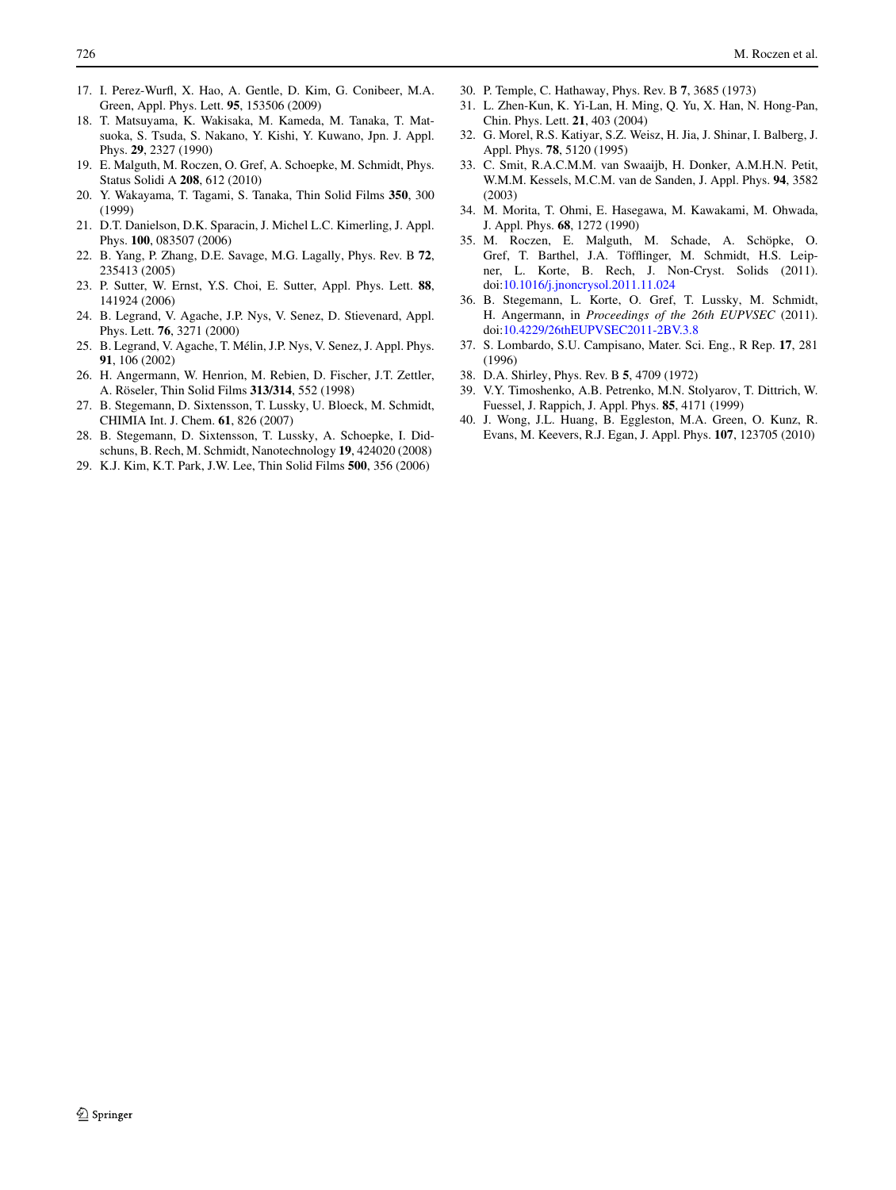17. I. Perez-Wurfl, X. Hao, A. Gentle, D. Kim, G. Conibeer, M.A. Green, Appl. Phys. Lett. **95**, 153506 (2009)
18. T. Matsuyama, K. Wakisaka, M. Kameda, M. Tanaka, T. Matsuoka, S. Tsuda, S. Nakano, Y. Kishi, Y. Kuwano, Jpn. J. Appl. Phys. **29**, 2327 (1990)
19. E. Malguth, M. Roczen, O. Gref, A. Schoepke, M. Schmidt, Phys. Status Solidi A **208**, 612 (2010)
20. Y. Wakayama, T. Tagami, S. Tanaka, Thin Solid Films **350**, 300 (1999)
21. D.T. Danielson, D.K. Sparacin, J. Michel L.C. Kimerling, J. Appl. Phys. **100**, 083507 (2006)
22. B. Yang, P. Zhang, D.E. Savage, M.G. Lagally, Phys. Rev. B **72**, 235413 (2005)
23. P. Sutter, W. Ernst, Y.S. Choi, E. Sutter, Appl. Phys. Lett. **88**, 141924 (2006)
24. B. Legrand, V. Agache, J.P. Nys, V. Senez, D. Stievenard, Appl. Phys. Lett. **76**, 3271 (2000)
25. B. Legrand, V. Agache, T. Mélin, J.P. Nys, V. Senez, J. Appl. Phys. **91**, 106 (2002)
26. H. Angermann, W. Henrion, M. Rebien, D. Fischer, J.T. Zettler, A. Röseler, Thin Solid Films **313/314**, 552 (1998)
27. B. Stegemann, D. Sixtensson, T. Lussky, U. Bloeck, M. Schmidt, CHIMIA Int. J. Chem. **61**, 826 (2007)
28. B. Stegemann, D. Sixtensson, T. Lussky, A. Schoepke, I. Didschuns, B. Rech, M. Schmidt, Nanotechnology **19**, 424020 (2008)
29. K.J. Kim, K.T. Park, J.W. Lee, Thin Solid Films **500**, 356 (2006)
30. P. Temple, C. Hathaway, Phys. Rev. B **7**, 3685 (1973)
31. L. Zhen-Kun, K. Yi-Lan, H. Ming, Q. Yu, X. Han, N. Hong-Pan, Chin. Phys. Lett. **21**, 403 (2004)
32. G. Morel, R.S. Katiyar, S.Z. Weisz, H. Jia, J. Shinar, I. Balberg, J. Appl. Phys. **78**, 5120 (1995)
33. C. Smit, R.A.C.M.M. van Swaaijb, H. Donker, A.M.H.N. Petit, W.M.M. Kessels, M.C.M. van de Sanden, J. Appl. Phys. **94**, 3582 (2003)
34. M. Morita, T. Ohmi, E. Hasegawa, M. Kawakami, M. Ohwada, J. Appl. Phys. **68**, 1272 (1990)
35. M. Roczen, E. Malguth, M. Schade, A. Schöpke, O. Gref, T. Barthel, J.A. Töfflinger, M. Schmidt, H.S. Leipner, L. Korte, B. Rech, J. Non-Cryst. Solids (2011). doi:10.1016/j.jnoncrysol.2011.11.024
36. B. Stegemann, L. Korte, O. Gref, T. Lussky, M. Schmidt, H. Angermann, in *Proceedings of the 26th EUPVSEC* (2011). doi:10.4229/26thEUPVSEC2011-2BV.3.8
37. S. Lombardo, S.U. Campisano, Mater. Sci. Eng., R Rep. **17**, 281 (1996)
38. D.A. Shirley, Phys. Rev. B **5**, 4709 (1972)
39. V.Y. Timoshenko, A.B. Petrenko, M.N. Stolyarov, T. Dittrich, W. Fuessel, J. Rappich, J. Appl. Phys. **85**, 4171 (1999)
40. J. Wong, J.L. Huang, B. Eggleston, M.A. Green, O. Kunz, R. Evans, M. Keevers, R.J. Egan, J. Appl. Phys. **107**, 123705 (2010)